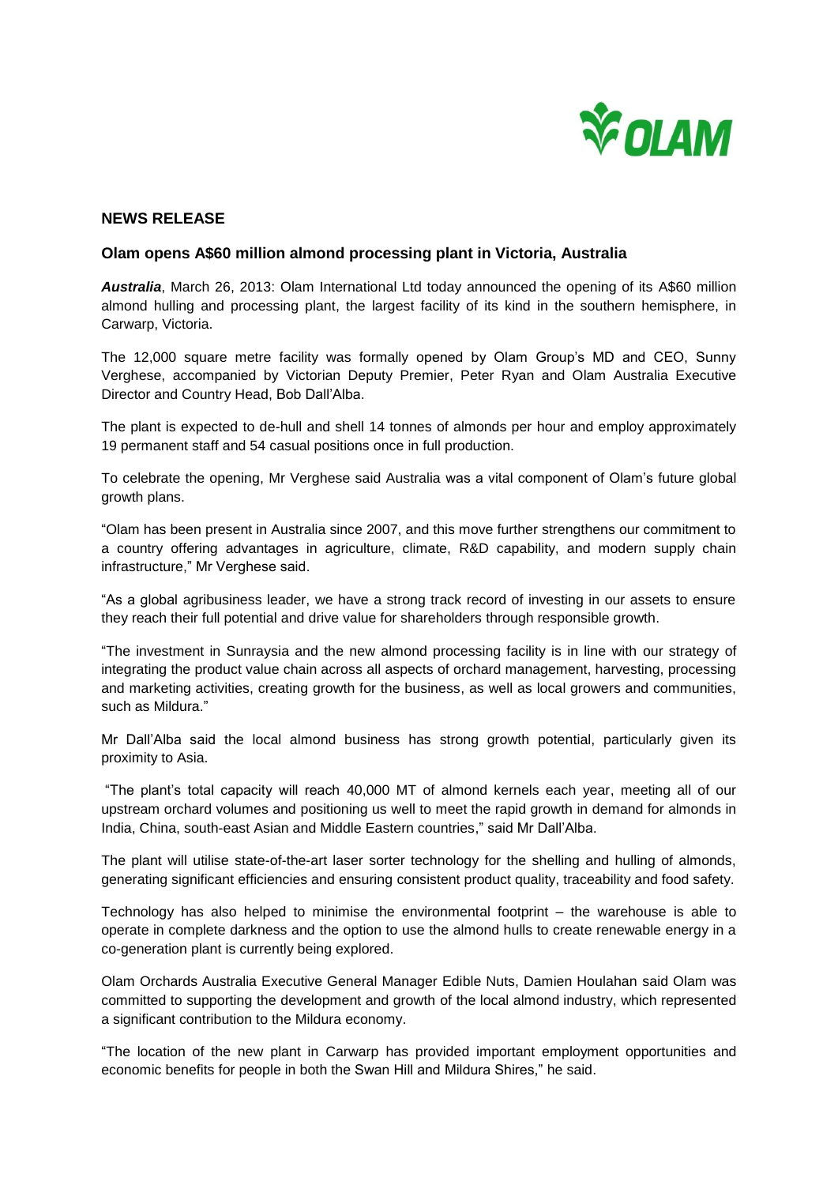## NEWS RELEASE

### Olam opens A$60 million almond processing plant in Victoria, Australia

***Australia***, March 26, 2013: Olam International Ltd today announced the opening of its A$60 million almond hulling and processing plant, the largest facility of its kind in the southern hemisphere, in Carwarp, Victoria.

The 12,000 square metre facility was formally opened by Olam Group's MD and CEO, Sunny Verghese, accompanied by Victorian Deputy Premier, Peter Ryan and Olam Australia Executive Director and Country Head, Bob Dall'Alba.

The plant is expected to de-hull and shell 14 tonnes of almonds per hour and employ approximately 19 permanent staff and 54 casual positions once in full production.

To celebrate the opening, Mr Verghese said Australia was a vital component of Olam's future global growth plans.

"Olam has been present in Australia since 2007, and this move further strengthens our commitment to a country offering advantages in agriculture, climate, R&D capability, and modern supply chain infrastructure," Mr Verghese said.

"As a global agribusiness leader, we have a strong track record of investing in our assets to ensure they reach their full potential and drive value for shareholders through responsible growth.

"The investment in Sunraysia and the new almond processing facility is in line with our strategy of integrating the product value chain across all aspects of orchard management, harvesting, processing and marketing activities, creating growth for the business, as well as local growers and communities, such as Mildura."

Mr Dall'Alba said the local almond business has strong growth potential, particularly given its proximity to Asia.

"The plant's total capacity will reach 40,000 MT of almond kernels each year, meeting all of our upstream orchard volumes and positioning us well to meet the rapid growth in demand for almonds in India, China, south-east Asian and Middle Eastern countries," said Mr Dall'Alba.

The plant will utilise state-of-the-art laser sorter technology for the shelling and hulling of almonds, generating significant efficiencies and ensuring consistent product quality, traceability and food safety.

Technology has also helped to minimise the environmental footprint – the warehouse is able to operate in complete darkness and the option to use the almond hulls to create renewable energy in a co-generation plant is currently being explored.

Olam Orchards Australia Executive General Manager Edible Nuts, Damien Houlahan said Olam was committed to supporting the development and growth of the local almond industry, which represented a significant contribution to the Mildura economy.

"The location of the new plant in Carwarp has provided important employment opportunities and economic benefits for people in both the Swan Hill and Mildura Shires," he said.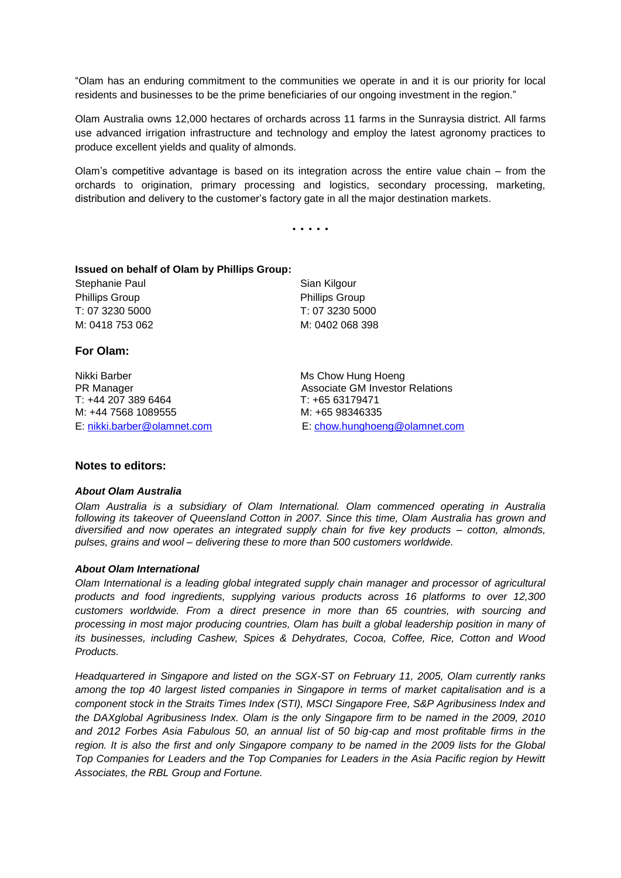"Olam has an enduring commitment to the communities we operate in and it is our priority for local residents and businesses to be the prime beneficiaries of our ongoing investment in the region."

Olam Australia owns 12,000 hectares of orchards across 11 farms in the Sunraysia district. All farms use advanced irrigation infrastructure and technology and employ the latest agronomy practices to produce excellent yields and quality of almonds.

Olam's competitive advantage is based on its integration across the entire value chain – from the orchards to origination, primary processing and logistics, secondary processing, marketing, distribution and delivery to the customer's factory gate in all the major destination markets.

. . . . .

**Issued on behalf of Olam by Phillips Group:**

Stephanie Paul
Phillips Group
T: 07 3230 5000
M: 0418 753 062

Sian Kilgour
Phillips Group
T: 07 3230 5000
M: 0402 068 398

### For Olam:

Nikki Barber
PR Manager
T: +44 207 389 6464
M: +44 7568 1089555
E: nikki.barber@olamnet.com

Ms Chow Hung Hoeng
Associate GM Investor Relations
T: +65 63179471
M: +65 98346335
E: chow.hunghoeng@olamnet.com

### Notes to editors:

***About Olam Australia***

*Olam Australia is a subsidiary of Olam International. Olam commenced operating in Australia following its takeover of Queensland Cotton in 2007. Since this time, Olam Australia has grown and diversified and now operates an integrated supply chain for five key products – cotton, almonds, pulses, grains and wool – delivering these to more than 500 customers worldwide.*

***About Olam International***

*Olam International is a leading global integrated supply chain manager and processor of agricultural products and food ingredients, supplying various products across 16 platforms to over 12,300 customers worldwide. From a direct presence in more than 65 countries, with sourcing and processing in most major producing countries, Olam has built a global leadership position in many of its businesses, including Cashew, Spices & Dehydrates, Cocoa, Coffee, Rice, Cotton and Wood Products.*

*Headquartered in Singapore and listed on the SGX-ST on February 11, 2005, Olam currently ranks among the top 40 largest listed companies in Singapore in terms of market capitalisation and is a component stock in the Straits Times Index (STI), MSCI Singapore Free, S&P Agribusiness Index and the DAXglobal Agribusiness Index. Olam is the only Singapore firm to be named in the 2009, 2010 and 2012 Forbes Asia Fabulous 50, an annual list of 50 big-cap and most profitable firms in the region. It is also the first and only Singapore company to be named in the 2009 lists for the Global Top Companies for Leaders and the Top Companies for Leaders in the Asia Pacific region by Hewitt Associates, the RBL Group and Fortune.*